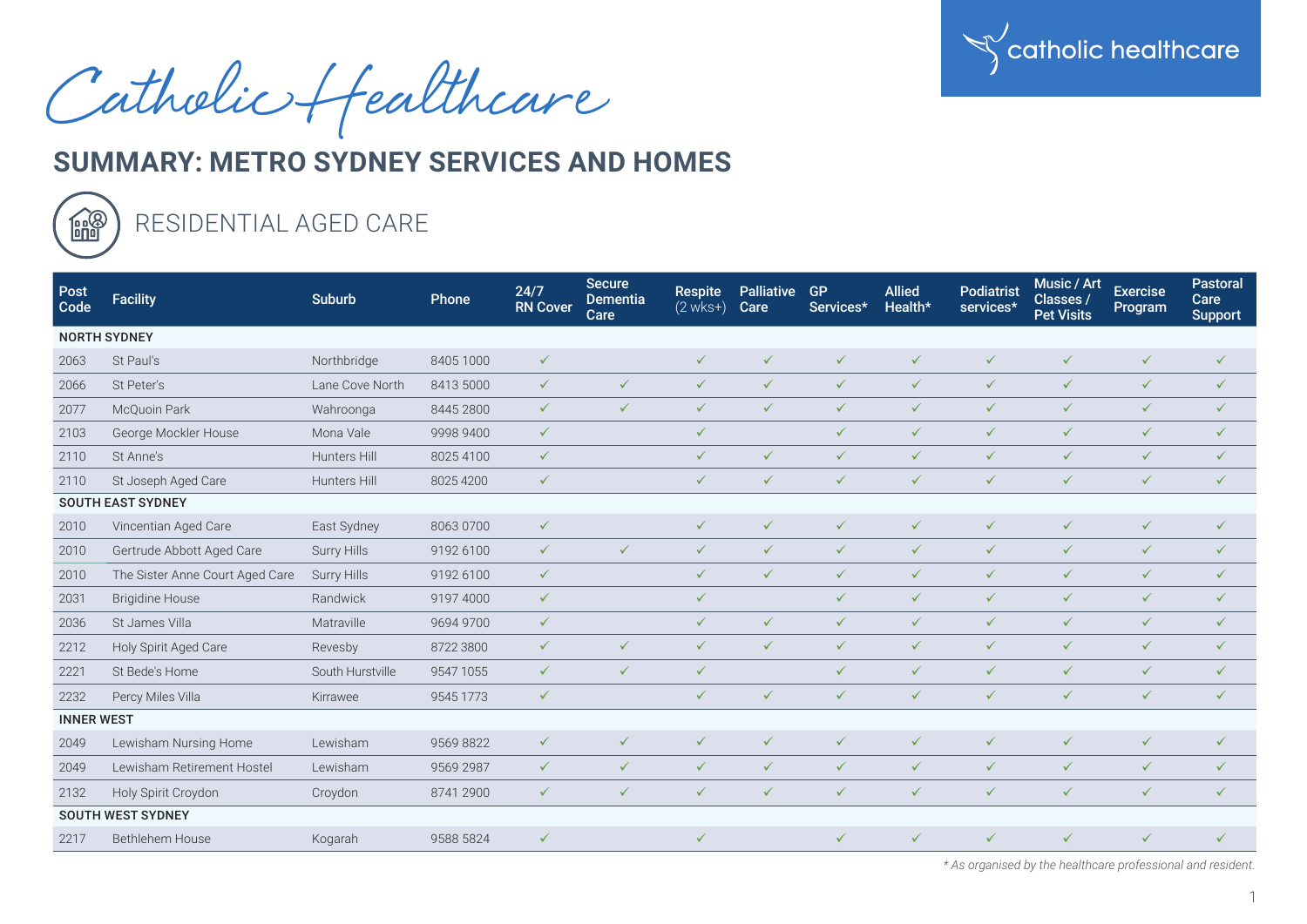Catholic Healthcare

catholic healthcare

# SUMMARY: METRO SYDNEY SERVICES AND HOMES

## RESIDENTIAL AGED CARE

| Post Code | Facility | Suburb | Phone | 24/7 RN Cover | Secure Dementia Care | Respite (2 wks+) | Palliative Care | GP Services* | Allied Health* | Podiatrist services* | Music / Art Classes / Pet Visits | Exercise Program | Pastoral Care Support |
|---|---|---|---|---|---|---|---|---|---|---|---|---|---|
| **NORTH SYDNEY** | | | | | | | | | | | | | |
| 2063 | St Paul's | Northbridge | 8405 1000 | ✓ | | ✓ | ✓ | ✓ | ✓ | ✓ | ✓ | ✓ | ✓ |
| 2066 | St Peter's | Lane Cove North | 8413 5000 | ✓ | ✓ | ✓ | ✓ | ✓ | ✓ | ✓ | ✓ | ✓ | ✓ |
| 2077 | McQuoin Park | Wahroonga | 8445 2800 | ✓ | ✓ | ✓ | ✓ | ✓ | ✓ | ✓ | ✓ | ✓ | ✓ |
| 2103 | George Mockler House | Mona Vale | 9998 9400 | ✓ | | ✓ | | ✓ | ✓ | ✓ | ✓ | ✓ | ✓ |
| 2110 | St Anne's | Hunters Hill | 8025 4100 | ✓ | | ✓ | ✓ | ✓ | ✓ | ✓ | ✓ | ✓ | ✓ |
| 2110 | St Joseph Aged Care | Hunters Hill | 8025 4200 | ✓ | | ✓ | ✓ | ✓ | ✓ | ✓ | ✓ | ✓ | ✓ |
| **SOUTH EAST SYDNEY** | | | | | | | | | | | | | |
| 2010 | Vincentian Aged Care | East Sydney | 8063 0700 | ✓ | | ✓ | ✓ | ✓ | ✓ | ✓ | ✓ | ✓ | ✓ |
| 2010 | Gertrude Abbott Aged Care | Surry Hills | 9192 6100 | ✓ | ✓ | ✓ | ✓ | ✓ | ✓ | ✓ | ✓ | ✓ | ✓ |
| 2010 | The Sister Anne Court Aged Care | Surry Hills | 9192 6100 | ✓ | | ✓ | ✓ | ✓ | ✓ | ✓ | ✓ | ✓ | ✓ |
| 2031 | Brigidine House | Randwick | 9197 4000 | ✓ | | ✓ | | ✓ | ✓ | ✓ | ✓ | ✓ | ✓ |
| 2036 | St James Villa | Matraville | 9694 9700 | ✓ | | ✓ | ✓ | ✓ | ✓ | ✓ | ✓ | ✓ | ✓ |
| 2212 | Holy Spirit Aged Care | Revesby | 8722 3800 | ✓ | ✓ | ✓ | ✓ | ✓ | ✓ | ✓ | ✓ | ✓ | ✓ |
| 2221 | St Bede's Home | South Hurstville | 9547 1055 | ✓ | ✓ | ✓ | | ✓ | ✓ | ✓ | ✓ | ✓ | ✓ |
| 2232 | Percy Miles Villa | Kirrawee | 9545 1773 | ✓ | | ✓ | ✓ | ✓ | ✓ | ✓ | ✓ | ✓ | ✓ |
| **INNER WEST** | | | | | | | | | | | | | |
| 2049 | Lewisham Nursing Home | Lewisham | 9569 8822 | ✓ | ✓ | ✓ | ✓ | ✓ | ✓ | ✓ | ✓ | ✓ | ✓ |
| 2049 | Lewisham Retirement Hostel | Lewisham | 9569 2987 | ✓ | ✓ | ✓ | ✓ | ✓ | ✓ | ✓ | ✓ | ✓ | ✓ |
| 2132 | Holy Spirit Croydon | Croydon | 8741 2900 | ✓ | ✓ | ✓ | ✓ | ✓ | ✓ | ✓ | ✓ | ✓ | ✓ |
| **SOUTH WEST SYDNEY** | | | | | | | | | | | | | |
| 2217 | Bethlehem House | Kogarah | 9588 5824 | ✓ | | ✓ | | ✓ | ✓ | ✓ | ✓ | ✓ | ✓ |

*\* As organised by the healthcare professional and resident.*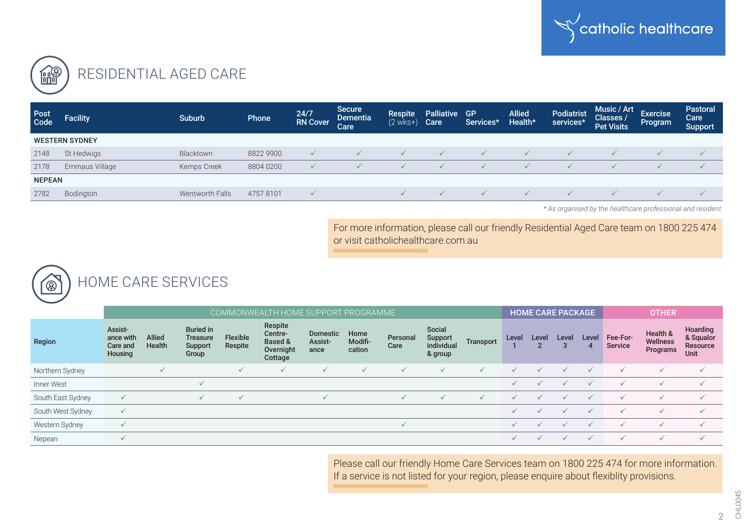# RESIDENTIAL AGED CARE

| Post Code | Facility | Suburb | Phone | 24/7 RN Cover | Secure Dementia Care | Respite (2 wks+) | Palliative Care | GP Services* | Allied Health* | Podiatrist services* | Music / Art Classes / Pet Visits | Exercise Program | Pastoral Care Support |
|---|---|---|---|---|---|---|---|---|---|---|---|---|---|
| **WESTERN SYDNEY** | | | | | | | | | | | | | |
| 2148 | St Hedwigs | Blacktown | 8822 9900 | ✓ | ✓ | ✓ | ✓ | ✓ | ✓ | ✓ | ✓ | ✓ | ✓ |
| 2178 | Emmaus Village | Kemps Creek | 8804 0200 | ✓ | ✓ | ✓ | ✓ | ✓ | ✓ | ✓ | ✓ | ✓ | ✓ |
| **NEPEAN** | | | | | | | | | | | | | |
| 2782 | Bodington | Wentworth Falls | 4757 8101 | ✓ | | ✓ | ✓ | ✓ | ✓ | ✓ | ✓ | ✓ | ✓ |

*\* As organised by the healthcare professional and resident.*

For more information, please call our friendly Residential Aged Care team on 1800 225 474 or visit catholichealthcare.com.au

# HOME CARE SERVICES

| | COMMONWEALTH HOME SUPPORT PROGRAMME | | | | | | | | | | HOME CARE PACKAGE | | | | OTHER | | |
|---|---|---|---|---|---|---|---|---|---|---|---|---|---|---|---|---|---|
| **Region** | **Assistance with Care and Housing** | **Allied Health** | **Buried in Treasure Support Group** | **Flexible Respite** | **Respite Centre-Based & Overnight Cottage** | **Domestic Assistance** | **Home Modification** | **Personal Care** | **Social Support individual & group** | **Transport** | **Level 1** | **Level 2** | **Level 3** | **Level 4** | **Fee-For-Service** | **Health & Wellness Programs** | **Hoarding & Squalor Resource Unit** |
| Northern Sydney | | ✓ | | ✓ | ✓ | ✓ | ✓ | ✓ | ✓ | ✓ | ✓ | ✓ | ✓ | ✓ | ✓ | ✓ | ✓ |
| Inner West | | | ✓ | | | | | | | | ✓ | ✓ | ✓ | ✓ | ✓ | ✓ | ✓ |
| South East Sydney | ✓ | | ✓ | ✓ | | ✓ | | ✓ | ✓ | ✓ | ✓ | ✓ | ✓ | ✓ | ✓ | ✓ | ✓ |
| South West Sydney | ✓ | | | | | | | | | | ✓ | ✓ | ✓ | ✓ | ✓ | ✓ | ✓ |
| Western Sydney | ✓ | | | | | | | ✓ | | | ✓ | ✓ | ✓ | ✓ | ✓ | ✓ | ✓ |
| Nepean | ✓ | | | | | | | | | | ✓ | ✓ | ✓ | ✓ | ✓ | ✓ | ✓ |

Please call our friendly Home Care Services team on 1800 225 474 for more information. If a service is not listed for your region, please enquire about flexiblity provisions.

CHL0045